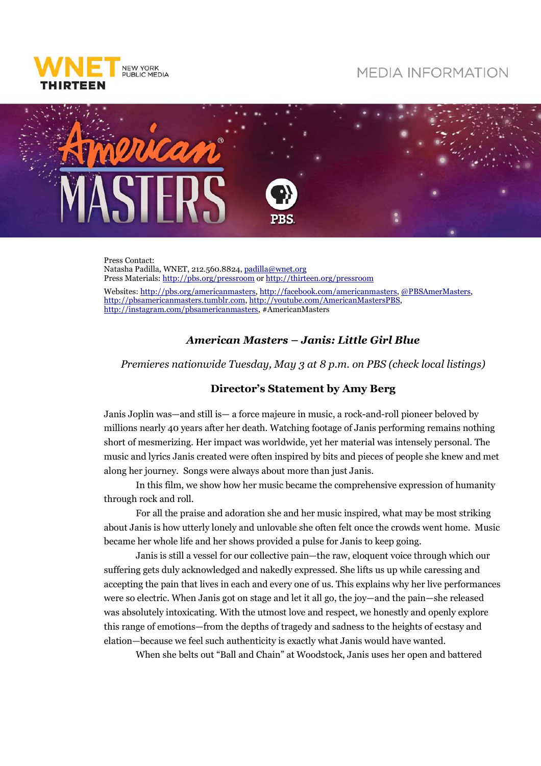WNET THIRTEEN NEW YORK PUBLIC MEDIA

MEDIA INFORMATION

American MASTERS PBS

Press Contact:
Natasha Padilla, WNET, 212.560.8824, padilla@wnet.org
Press Materials: http://pbs.org/pressroom or http://thirteen.org/pressroom

Websites: http://pbs.org/americanmasters, http://facebook.com/americanmasters, @PBSAmerMasters, http://pbsamericanmasters.tumblr.com, http://youtube.com/AmericanMastersPBS, http://instagram.com/pbsamericanmasters, #AmericanMasters

## *American Masters – Janis: Little Girl Blue*

*Premieres nationwide Tuesday, May 3 at 8 p.m. on PBS (check local listings)*

### Director's Statement by Amy Berg

Janis Joplin was—and still is— a force majeure in music, a rock-and-roll pioneer beloved by millions nearly 40 years after her death. Watching footage of Janis performing remains nothing short of mesmerizing. Her impact was worldwide, yet her material was intensely personal. The music and lyrics Janis created were often inspired by bits and pieces of people she knew and met along her journey. Songs were always about more than just Janis.

In this film, we show how her music became the comprehensive expression of humanity through rock and roll.

For all the praise and adoration she and her music inspired, what may be most striking about Janis is how utterly lonely and unlovable she often felt once the crowds went home. Music became her whole life and her shows provided a pulse for Janis to keep going.

Janis is still a vessel for our collective pain—the raw, eloquent voice through which our suffering gets duly acknowledged and nakedly expressed. She lifts us up while caressing and accepting the pain that lives in each and every one of us. This explains why her live performances were so electric. When Janis got on stage and let it all go, the joy—and the pain—she released was absolutely intoxicating. With the utmost love and respect, we honestly and openly explore this range of emotions—from the depths of tragedy and sadness to the heights of ecstasy and elation—because we feel such authenticity is exactly what Janis would have wanted.

When she belts out "Ball and Chain" at Woodstock, Janis uses her open and battered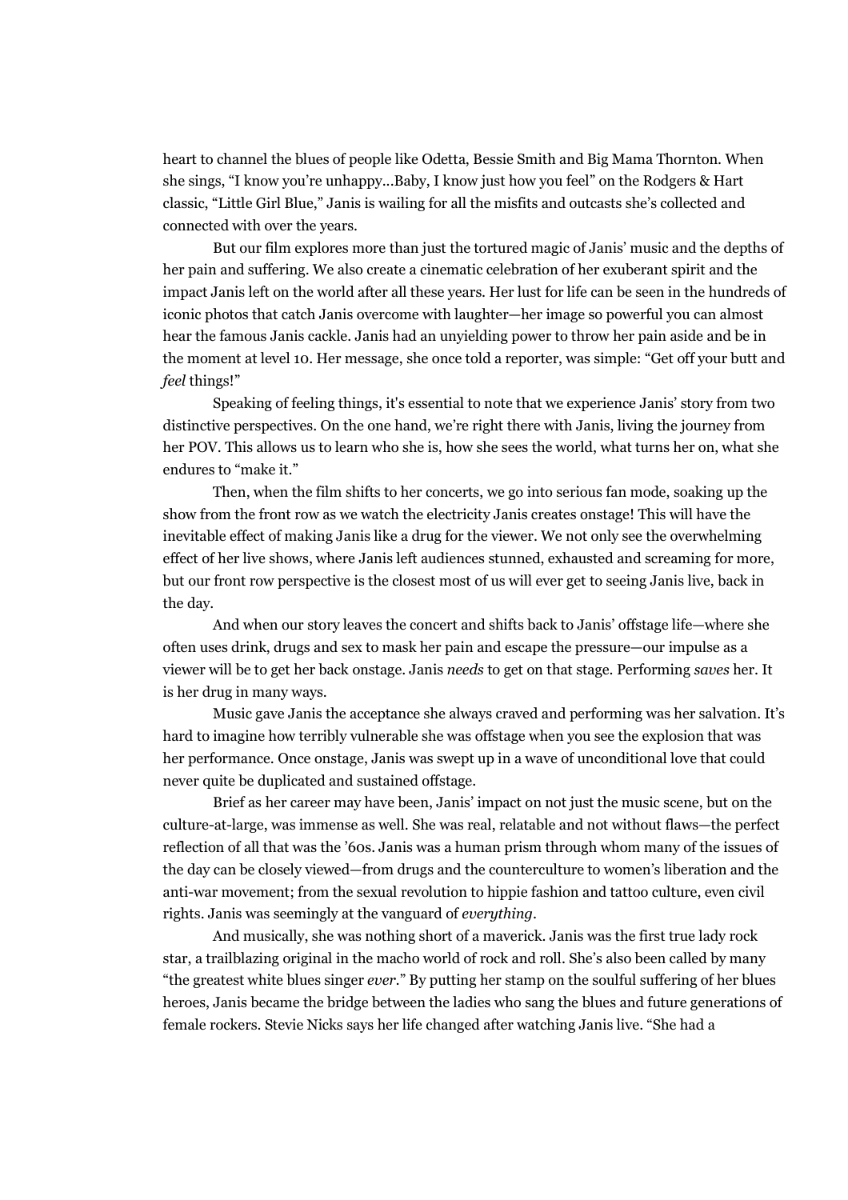heart to channel the blues of people like Odetta, Bessie Smith and Big Mama Thornton. When she sings, "I know you're unhappy…Baby, I know just how you feel" on the Rodgers & Hart classic, "Little Girl Blue," Janis is wailing for all the misfits and outcasts she's collected and connected with over the years.

But our film explores more than just the tortured magic of Janis' music and the depths of her pain and suffering. We also create a cinematic celebration of her exuberant spirit and the impact Janis left on the world after all these years. Her lust for life can be seen in the hundreds of iconic photos that catch Janis overcome with laughter—her image so powerful you can almost hear the famous Janis cackle. Janis had an unyielding power to throw her pain aside and be in the moment at level 10. Her message, she once told a reporter, was simple: "Get off your butt and *feel* things!"

Speaking of feeling things, it's essential to note that we experience Janis' story from two distinctive perspectives. On the one hand, we're right there with Janis, living the journey from her POV. This allows us to learn who she is, how she sees the world, what turns her on, what she endures to "make it."

Then, when the film shifts to her concerts, we go into serious fan mode, soaking up the show from the front row as we watch the electricity Janis creates onstage! This will have the inevitable effect of making Janis like a drug for the viewer. We not only see the overwhelming effect of her live shows, where Janis left audiences stunned, exhausted and screaming for more, but our front row perspective is the closest most of us will ever get to seeing Janis live, back in the day.

And when our story leaves the concert and shifts back to Janis' offstage life—where she often uses drink, drugs and sex to mask her pain and escape the pressure—our impulse as a viewer will be to get her back onstage. Janis *needs* to get on that stage. Performing *saves* her. It is her drug in many ways.

Music gave Janis the acceptance she always craved and performing was her salvation. It's hard to imagine how terribly vulnerable she was offstage when you see the explosion that was her performance. Once onstage, Janis was swept up in a wave of unconditional love that could never quite be duplicated and sustained offstage.

Brief as her career may have been, Janis' impact on not just the music scene, but on the culture-at-large, was immense as well. She was real, relatable and not without flaws—the perfect reflection of all that was the '60s. Janis was a human prism through whom many of the issues of the day can be closely viewed—from drugs and the counterculture to women's liberation and the anti-war movement; from the sexual revolution to hippie fashion and tattoo culture, even civil rights. Janis was seemingly at the vanguard of *everything*.

And musically, she was nothing short of a maverick. Janis was the first true lady rock star, a trailblazing original in the macho world of rock and roll. She's also been called by many "the greatest white blues singer *ever*." By putting her stamp on the soulful suffering of her blues heroes, Janis became the bridge between the ladies who sang the blues and future generations of female rockers. Stevie Nicks says her life changed after watching Janis live. "She had a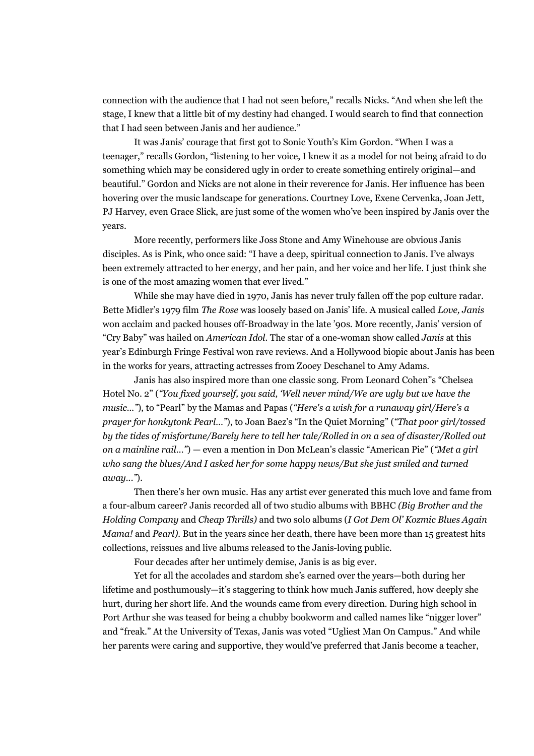connection with the audience that I had not seen before," recalls Nicks. "And when she left the stage, I knew that a little bit of my destiny had changed. I would search to find that connection that I had seen between Janis and her audience."

It was Janis' courage that first got to Sonic Youth's Kim Gordon. "When I was a teenager," recalls Gordon, "listening to her voice, I knew it as a model for not being afraid to do something which may be considered ugly in order to create something entirely original—and beautiful." Gordon and Nicks are not alone in their reverence for Janis. Her influence has been hovering over the music landscape for generations. Courtney Love, Exene Cervenka, Joan Jett, PJ Harvey, even Grace Slick, are just some of the women who've been inspired by Janis over the years.

More recently, performers like Joss Stone and Amy Winehouse are obvious Janis disciples. As is Pink, who once said: "I have a deep, spiritual connection to Janis. I've always been extremely attracted to her energy, and her pain, and her voice and her life. I just think she is one of the most amazing women that ever lived."

While she may have died in 1970, Janis has never truly fallen off the pop culture radar. Bette Midler's 1979 film *The Rose* was loosely based on Janis' life. A musical called *Love, Janis* won acclaim and packed houses off-Broadway in the late '90s. More recently, Janis' version of "Cry Baby" was hailed on *American Idol*. The star of a one-woman show called *Janis* at this year's Edinburgh Fringe Festival won rave reviews. And a Hollywood biopic about Janis has been in the works for years, attracting actresses from Zooey Deschanel to Amy Adams.

Janis has also inspired more than one classic song. From Leonard Cohen"s "Chelsea Hotel No. 2" (*"You fixed yourself, you said, 'Well never mind/We are ugly but we have the music..."*), to "Pearl" by the Mamas and Papas (*"Here's a wish for a runaway girl/Here's a prayer for honkytonk Pearl..."*), to Joan Baez's "In the Quiet Morning" (*"That poor girl/tossed by the tides of misfortune/Barely here to tell her tale/Rolled in on a sea of disaster/Rolled out on a mainline rail..."*) — even a mention in Don McLean's classic "American Pie" (*"Met a girl who sang the blues/And I asked her for some happy news/But she just smiled and turned away..."*).

Then there's her own music. Has any artist ever generated this much love and fame from a four-album career? Janis recorded all of two studio albums with BBHC *(Big Brother and the Holding Company* and *Cheap Thrills)* and two solo albums (*I Got Dem Ol' Kozmic Blues Again Mama!* and *Pearl).* But in the years since her death, there have been more than 15 greatest hits collections, reissues and live albums released to the Janis-loving public.

Four decades after her untimely demise, Janis is as big ever.

Yet for all the accolades and stardom she's earned over the years—both during her lifetime and posthumously—it's staggering to think how much Janis suffered, how deeply she hurt, during her short life. And the wounds came from every direction. During high school in Port Arthur she was teased for being a chubby bookworm and called names like "nigger lover" and "freak." At the University of Texas, Janis was voted "Ugliest Man On Campus." And while her parents were caring and supportive, they would've preferred that Janis become a teacher,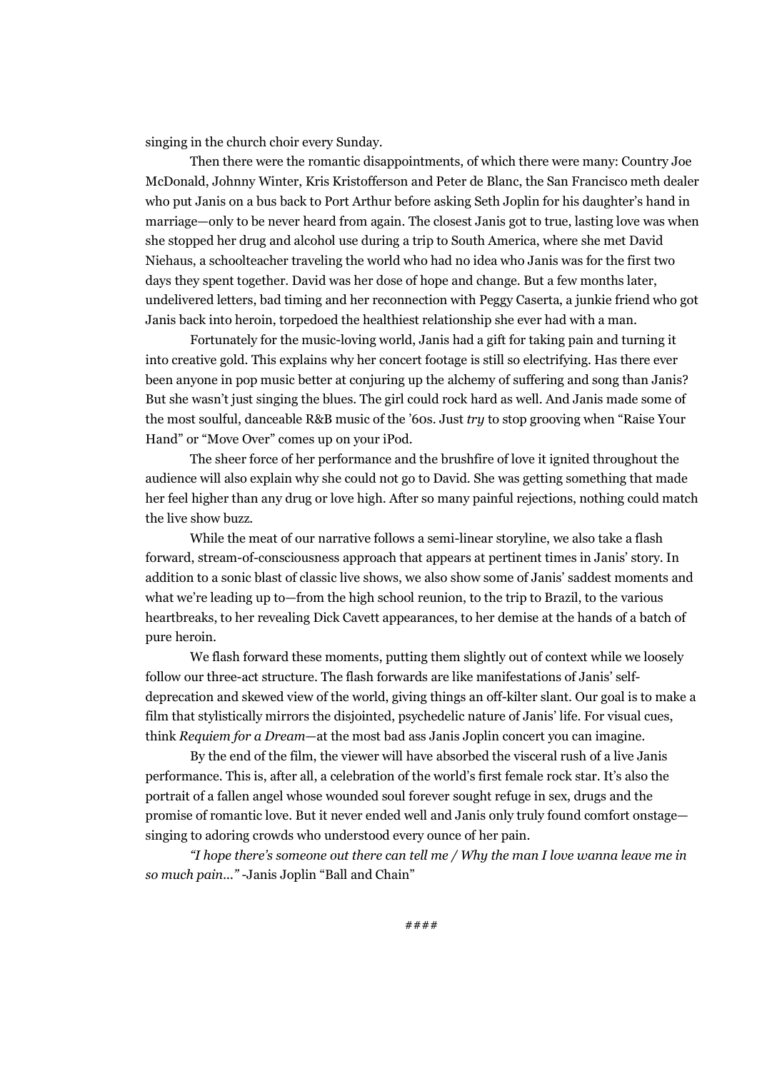singing in the church choir every Sunday.

Then there were the romantic disappointments, of which there were many: Country Joe McDonald, Johnny Winter, Kris Kristofferson and Peter de Blanc, the San Francisco meth dealer who put Janis on a bus back to Port Arthur before asking Seth Joplin for his daughter's hand in marriage—only to be never heard from again. The closest Janis got to true, lasting love was when she stopped her drug and alcohol use during a trip to South America, where she met David Niehaus, a schoolteacher traveling the world who had no idea who Janis was for the first two days they spent together. David was her dose of hope and change. But a few months later, undelivered letters, bad timing and her reconnection with Peggy Caserta, a junkie friend who got Janis back into heroin, torpedoed the healthiest relationship she ever had with a man.

Fortunately for the music-loving world, Janis had a gift for taking pain and turning it into creative gold. This explains why her concert footage is still so electrifying. Has there ever been anyone in pop music better at conjuring up the alchemy of suffering and song than Janis? But she wasn't just singing the blues. The girl could rock hard as well. And Janis made some of the most soulful, danceable R&B music of the '60s. Just *try* to stop grooving when "Raise Your Hand" or "Move Over" comes up on your iPod.

The sheer force of her performance and the brushfire of love it ignited throughout the audience will also explain why she could not go to David. She was getting something that made her feel higher than any drug or love high. After so many painful rejections, nothing could match the live show buzz.

While the meat of our narrative follows a semi-linear storyline, we also take a flash forward, stream-of-consciousness approach that appears at pertinent times in Janis' story. In addition to a sonic blast of classic live shows, we also show some of Janis' saddest moments and what we're leading up to—from the high school reunion, to the trip to Brazil, to the various heartbreaks, to her revealing Dick Cavett appearances, to her demise at the hands of a batch of pure heroin.

We flash forward these moments, putting them slightly out of context while we loosely follow our three-act structure. The flash forwards are like manifestations of Janis' self-deprecation and skewed view of the world, giving things an off-kilter slant. Our goal is to make a film that stylistically mirrors the disjointed, psychedelic nature of Janis' life. For visual cues, think *Requiem for a Dream*—at the most bad ass Janis Joplin concert you can imagine.

By the end of the film, the viewer will have absorbed the visceral rush of a live Janis performance. This is, after all, a celebration of the world's first female rock star. It's also the portrait of a fallen angel whose wounded soul forever sought refuge in sex, drugs and the promise of romantic love. But it never ended well and Janis only truly found comfort onstage—singing to adoring crowds who understood every ounce of her pain.

*"I hope there's someone out there can tell me / Why the man I love wanna leave me in so much pain..."* -Janis Joplin "Ball and Chain"

####